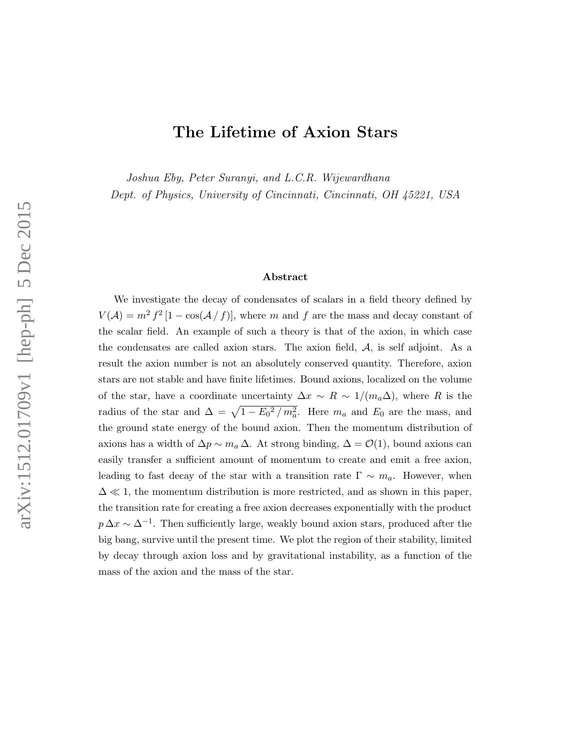# The Lifetime of Axion Stars

*Joshua Eby, Peter Suranyi, and L.C.R. Wijewardhana*
*Dept. of Physics, University of Cincinnati, Cincinnati, OH 45221, USA*

### Abstract

We investigate the decay of condensates of scalars in a field theory defined by $V(\mathcal{A}) = m^2 f^2 [1 - \cos(\mathcal{A} / f)]$, where $m$ and $f$ are the mass and decay constant of the scalar field. An example of such a theory is that of the axion, in which case the condensates are called axion stars. The axion field, $\mathcal{A}$, is self adjoint. As a result the axion number is not an absolutely conserved quantity. Therefore, axion stars are not stable and have finite lifetimes. Bound axions, localized on the volume of the star, have a coordinate uncertainty $\Delta x \sim R \sim 1/(m_a \Delta)$, where $R$ is the radius of the star and $\Delta = \sqrt{1 - E_0{}^2 / m_a^2}$. Here $m_a$ and $E_0$ are the mass, and the ground state energy of the bound axion. Then the momentum distribution of axions has a width of $\Delta p \sim m_a \Delta$. At strong binding, $\Delta = \mathcal{O}(1)$, bound axions can easily transfer a sufficient amount of momentum to create and emit a free axion, leading to fast decay of the star with a transition rate $\Gamma \sim m_a$. However, when $\Delta \ll 1$, the momentum distribution is more restricted, and as shown in this paper, the transition rate for creating a free axion decreases exponentially with the product $p \, \Delta x \sim \Delta^{-1}$. Then sufficiently large, weakly bound axion stars, produced after the big bang, survive until the present time. We plot the region of their stability, limited by decay through axion loss and by gravitational instability, as a function of the mass of the axion and the mass of the star.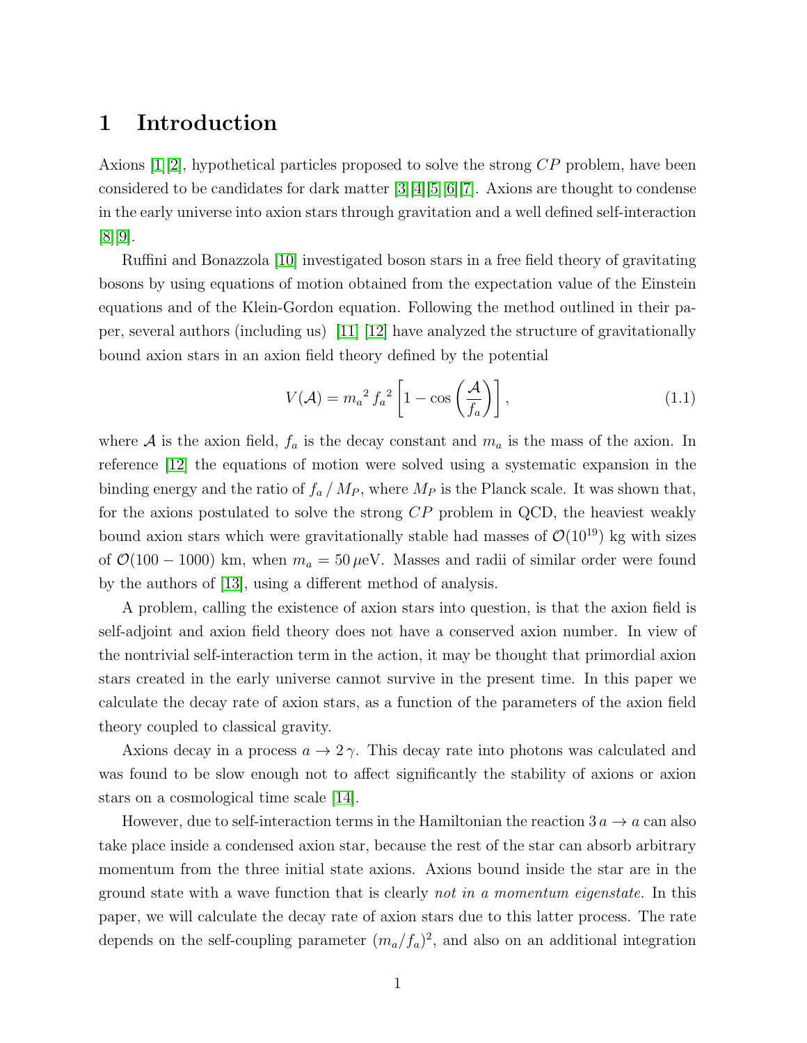# 1 Introduction

Axions [1][2], hypothetical particles proposed to solve the strong $CP$ problem, have been considered to be candidates for dark matter [3][4][5][6][7]. Axions are thought to condense in the early universe into axion stars through gravitation and a well defined self-interaction [8][9].

Ruffini and Bonazzola [10] investigated boson stars in a free field theory of gravitating bosons by using equations of motion obtained from the expectation value of the Einstein equations and of the Klein-Gordon equation. Following the method outlined in their paper, several authors (including us) [11] [12] have analyzed the structure of gravitationally bound axion stars in an axion field theory defined by the potential

$$V(\mathcal{A}) = {m_a}^2 \, {f_a}^2 \left[ 1 - \cos\left( \frac{\mathcal{A}}{f_a} \right) \right], \tag{1.1}$$

where $\mathcal{A}$ is the axion field, $f_a$ is the decay constant and $m_a$ is the mass of the axion. In reference [12] the equations of motion were solved using a systematic expansion in the binding energy and the ratio of $f_a \, / \, M_P$, where $M_P$ is the Planck scale. It was shown that, for the axions postulated to solve the strong $CP$ problem in QCD, the heaviest weakly bound axion stars which were gravitationally stable had masses of $\mathcal{O}(10^{19})$ kg with sizes of $\mathcal{O}(100 - 1000)$ km, when $m_a = 50 \, \mu$eV. Masses and radii of similar order were found by the authors of [13], using a different method of analysis.

A problem, calling the existence of axion stars into question, is that the axion field is self-adjoint and axion field theory does not have a conserved axion number. In view of the nontrivial self-interaction term in the action, it may be thought that primordial axion stars created in the early universe cannot survive in the present time. In this paper we calculate the decay rate of axion stars, as a function of the parameters of the axion field theory coupled to classical gravity.

Axions decay in a process $a \to 2\,\gamma$. This decay rate into photons was calculated and was found to be slow enough not to affect significantly the stability of axions or axion stars on a cosmological time scale [14].

However, due to self-interaction terms in the Hamiltonian the reaction $3\,a \to a$ can also take place inside a condensed axion star, because the rest of the star can absorb arbitrary momentum from the three initial state axions. Axions bound inside the star are in the ground state with a wave function that is clearly *not in a momentum eigenstate.* In this paper, we will calculate the decay rate of axion stars due to this latter process. The rate depends on the self-coupling parameter $(m_a/f_a)^2$, and also on an additional integration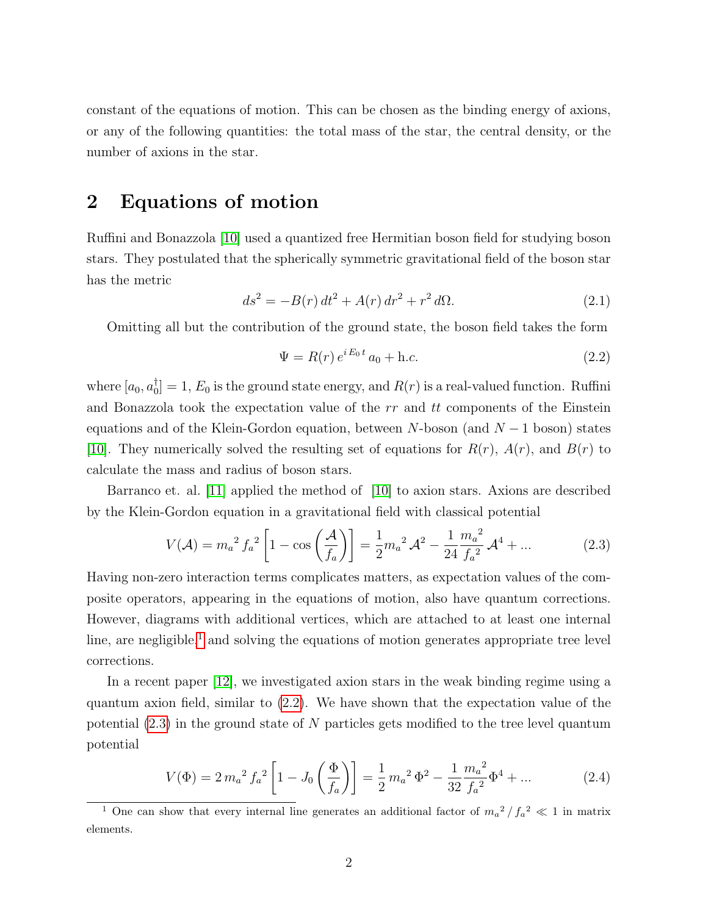constant of the equations of motion. This can be chosen as the binding energy of axions, or any of the following quantities: the total mass of the star, the central density, or the number of axions in the star.

## 2 Equations of motion

Ruffini and Bonazzola [10] used a quantized free Hermitian boson field for studying boson stars. They postulated that the spherically symmetric gravitational field of the boson star has the metric

$$ds^2 = -B(r)\,dt^2 + A(r)\,dr^2 + r^2\,d\Omega. \tag{2.1}$$

Omitting all but the contribution of the ground state, the boson field takes the form

$$\Psi = R(r)\,e^{i\,E_0\,t}\,a_0 + \text{h.c.} \tag{2.2}$$

where $[a_0, a_0^\dagger] = 1$, $E_0$ is the ground state energy, and $R(r)$ is a real-valued function. Ruffini and Bonazzola took the expectation value of the $rr$ and $tt$ components of the Einstein equations and of the Klein-Gordon equation, between $N$-boson (and $N-1$ boson) states [10]. They numerically solved the resulting set of equations for $R(r)$, $A(r)$, and $B(r)$ to calculate the mass and radius of boson stars.

Barranco et. al. [11] applied the method of [10] to axion stars. Axions are described by the Klein-Gordon equation in a gravitational field with classical potential

$$V(\mathcal{A}) = {m_a}^2\,{f_a}^2\left[1 - \cos\left(\frac{\mathcal{A}}{f_a}\right)\right] = \frac{1}{2}{m_a}^2\,\mathcal{A}^2 - \frac{1}{24}\frac{{m_a}^2}{{f_a}^2}\,\mathcal{A}^4 + ... \tag{2.3}$$

Having non-zero interaction terms complicates matters, as expectation values of the composite operators, appearing in the equations of motion, also have quantum corrections. However, diagrams with additional vertices, which are attached to at least one internal line, are negligible,[1] and solving the equations of motion generates appropriate tree level corrections.

In a recent paper [12], we investigated axion stars in the weak binding regime using a quantum axion field, similar to (2.2). We have shown that the expectation value of the potential (2.3) in the ground state of $N$ particles gets modified to the tree level quantum potential

$$V(\Phi) = 2\,{m_a}^2\,{f_a}^2\left[1 - J_0\left(\frac{\Phi}{f_a}\right)\right] = \frac{1}{2}\,{m_a}^2\,\Phi^2 - \frac{1}{32}\frac{{m_a}^2}{{f_a}^2}\Phi^4 + ... \tag{2.4}$$

[1] One can show that every internal line generates an additional factor of ${m_a}^2\,/\,{f_a}^2 \ll 1$ in matrix elements.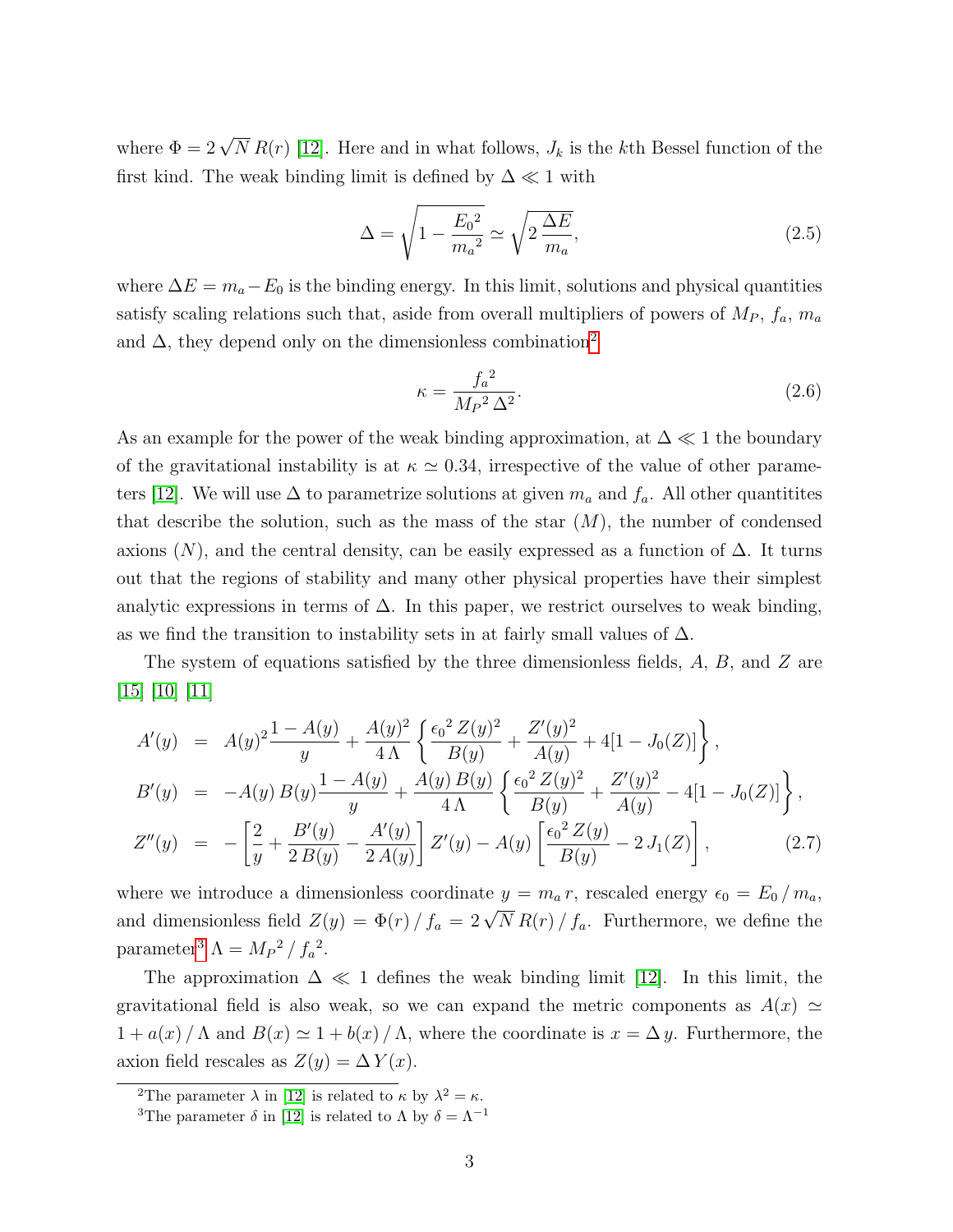where $\Phi = 2\sqrt{N}\,R(r)$ [12]. Here and in what follows, $J_k$ is the $k$th Bessel function of the first kind. The weak binding limit is defined by $\Delta \ll 1$ with

$$
\Delta = \sqrt{1 - \frac{{E_0}^2}{{m_a}^2}} \simeq \sqrt{2\,\frac{\Delta E}{m_a}}, \tag{2.5}
$$

where $\Delta E = m_a - E_0$ is the binding energy. In this limit, solutions and physical quantities satisfy scaling relations such that, aside from overall multipliers of powers of $M_P$, $f_a$, $m_a$ and $\Delta$, they depend only on the dimensionless combination[2]

$$
\kappa = \frac{{f_a}^2}{{M_P}^2\,\Delta^2}. \tag{2.6}
$$

As an example for the power of the weak binding approximation, at $\Delta \ll 1$ the boundary of the gravitational instability is at $\kappa \simeq 0.34$, irrespective of the value of other parameters [12]. We will use $\Delta$ to parametrize solutions at given $m_a$ and $f_a$. All other quantitites that describe the solution, such as the mass of the star ($M$), the number of condensed axions ($N$), and the central density, can be easily expressed as a function of $\Delta$. It turns out that the regions of stability and many other physical properties have their simplest analytic expressions in terms of $\Delta$. In this paper, we restrict ourselves to weak binding, as we find the transition to instability sets in at fairly small values of $\Delta$.

The system of equations satisfied by the three dimensionless fields, $A$, $B$, and $Z$ are [15] [10] [11]

$$
\begin{aligned}
A'(y) &= A(y)^2\,\frac{1 - A(y)}{y} + \frac{A(y)^2}{4\,\Lambda}\left\{\frac{{\epsilon_0}^2\,Z(y)^2}{B(y)} + \frac{Z'(y)^2}{A(y)} + 4[1 - J_0(Z)]\right\}, \\
B'(y) &= -A(y)\,B(y)\frac{1 - A(y)}{y} + \frac{A(y)\,B(y)}{4\,\Lambda}\left\{\frac{{\epsilon_0}^2\,Z(y)^2}{B(y)} + \frac{Z'(y)^2}{A(y)} - 4[1 - J_0(Z)]\right\}, \\
Z''(y) &= -\left[\frac{2}{y} + \frac{B'(y)}{2\,B(y)} - \frac{A'(y)}{2\,A(y)}\right] Z'(y) - A(y)\left[\frac{{\epsilon_0}^2\,Z(y)}{B(y)} - 2\,J_1(Z)\right],
\end{aligned} \tag{2.7}
$$

where we introduce a dimensionless coordinate $y = m_a\,r$, rescaled energy $\epsilon_0 = E_0\,/\,m_a$, and dimensionless field $Z(y) = \Phi(r)\,/\,f_a = 2\sqrt{N}\,R(r)\,/\,f_a$. Furthermore, we define the parameter[3] $\Lambda = {M_P}^2\,/\,{f_a}^2$.

The approximation $\Delta \ll 1$ defines the weak binding limit [12]. In this limit, the gravitational field is also weak, so we can expand the metric components as $A(x) \simeq 1 + a(x)\,/\,\Lambda$ and $B(x) \simeq 1 + b(x)\,/\,\Lambda$, where the coordinate is $x = \Delta\,y$. Furthermore, the axion field rescales as $Z(y) = \Delta\,Y(x)$.

---

[2] The parameter $\lambda$ in [12] is related to $\kappa$ by $\lambda^2 = \kappa$.

[3] The parameter $\delta$ in [12] is related to $\Lambda$ by $\delta = \Lambda^{-1}$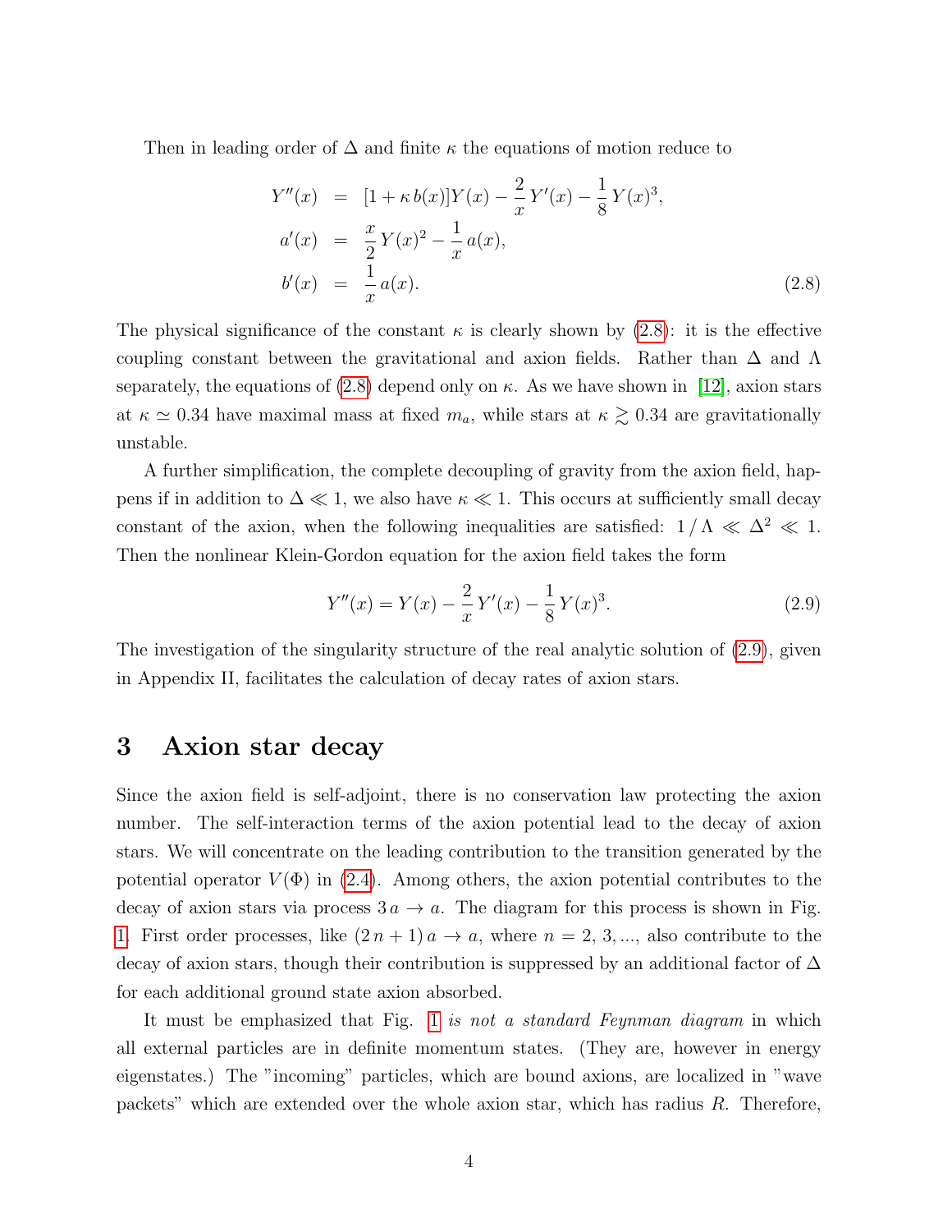Then in leading order of $\Delta$ and finite $\kappa$ the equations of motion reduce to

$$
\begin{aligned}
Y''(x) &= [1+\kappa\, b(x)]Y(x) - \frac{2}{x}\,Y'(x) - \frac{1}{8}\,Y(x)^3, \\
a'(x) &= \frac{x}{2}\,Y(x)^2 - \frac{1}{x}\,a(x), \\
b'(x) &= \frac{1}{x}\,a(x).
\end{aligned} \tag{2.8}
$$

The physical significance of the constant $\kappa$ is clearly shown by (2.8): it is the effective coupling constant between the gravitational and axion fields. Rather than $\Delta$ and $\Lambda$ separately, the equations of (2.8) depend only on $\kappa$. As we have shown in [12], axion stars at $\kappa \simeq 0.34$ have maximal mass at fixed $m_a$, while stars at $\kappa \gtrsim 0.34$ are gravitationally unstable.

A further simplification, the complete decoupling of gravity from the axion field, happens if in addition to $\Delta \ll 1$, we also have $\kappa \ll 1$. This occurs at sufficiently small decay constant of the axion, when the following inequalities are satisfied: $1\,/\,\Lambda \ll \Delta^2 \ll 1$. Then the nonlinear Klein-Gordon equation for the axion field takes the form

$$
Y''(x) = Y(x) - \frac{2}{x}\,Y'(x) - \frac{1}{8}\,Y(x)^3. \tag{2.9}
$$

The investigation of the singularity structure of the real analytic solution of (2.9), given in Appendix II, facilitates the calculation of decay rates of axion stars.

# 3 Axion star decay

Since the axion field is self-adjoint, there is no conservation law protecting the axion number. The self-interaction terms of the axion potential lead to the decay of axion stars. We will concentrate on the leading contribution to the transition generated by the potential operator $V(\Phi)$ in (2.4). Among others, the axion potential contributes to the decay of axion stars via process $3\,a \to a$. The diagram for this process is shown in Fig. 1. First order processes, like $(2\,n+1)\,a \to a$, where $n = 2,\,3, ...$, also contribute to the decay of axion stars, though their contribution is suppressed by an additional factor of $\Delta$ for each additional ground state axion absorbed.

It must be emphasized that Fig. 1 *is not a standard Feynman diagram* in which all external particles are in definite momentum states. (They are, however in energy eigenstates.) The "incoming" particles, which are bound axions, are localized in "wave packets" which are extended over the whole axion star, which has radius $R$. Therefore,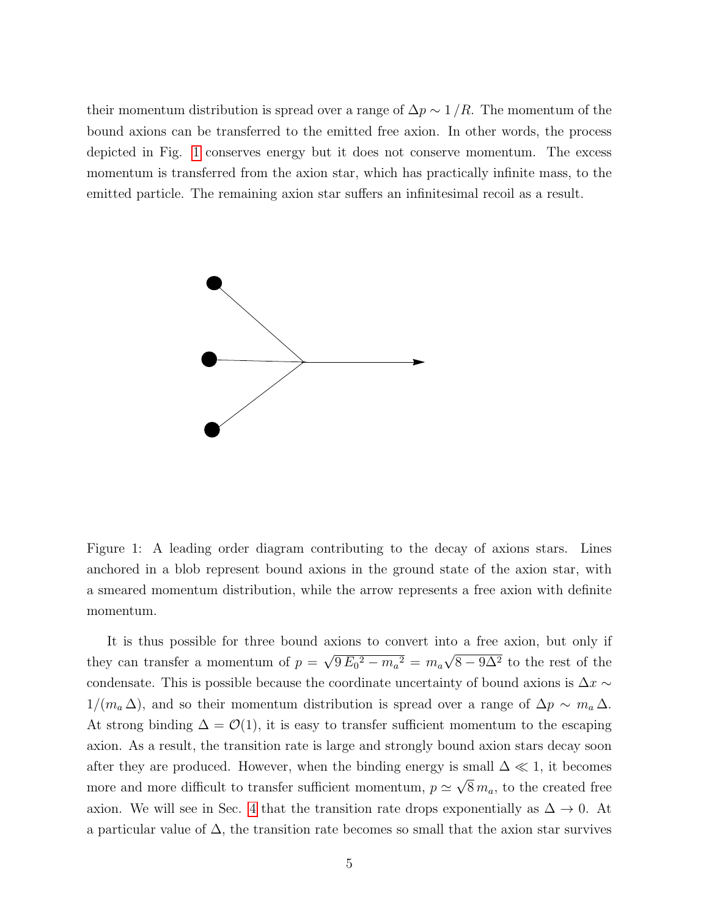their momentum distribution is spread over a range of $\Delta p \sim 1/R$. The momentum of the bound axions can be transferred to the emitted free axion. In other words, the process depicted in Fig. 1 conserves energy but it does not conserve momentum. The excess momentum is transferred from the axion star, which has practically infinite mass, to the emitted particle. The remaining axion star suffers an infinitesimal recoil as a result.

Figure 1: A leading order diagram contributing to the decay of axions stars. Lines anchored in a blob represent bound axions in the ground state of the axion star, with a smeared momentum distribution, while the arrow represents a free axion with definite momentum.

It is thus possible for three bound axions to convert into a free axion, but only if they can transfer a momentum of $p = \sqrt{9\,E_0{}^2 - m_a{}^2} = m_a\sqrt{8 - 9\Delta^2}$ to the rest of the condensate. This is possible because the coordinate uncertainty of bound axions is $\Delta x \sim 1/(m_a\,\Delta)$, and so their momentum distribution is spread over a range of $\Delta p \sim m_a\,\Delta$. At strong binding $\Delta = \mathcal{O}(1)$, it is easy to transfer sufficient momentum to the escaping axion. As a result, the transition rate is large and strongly bound axion stars decay soon after they are produced. However, when the binding energy is small $\Delta \ll 1$, it becomes more and more difficult to transfer sufficient momentum, $p \simeq \sqrt{8}\,m_a$, to the created free axion. We will see in Sec. 4 that the transition rate drops exponentially as $\Delta \to 0$. At a particular value of $\Delta$, the transition rate becomes so small that the axion star survives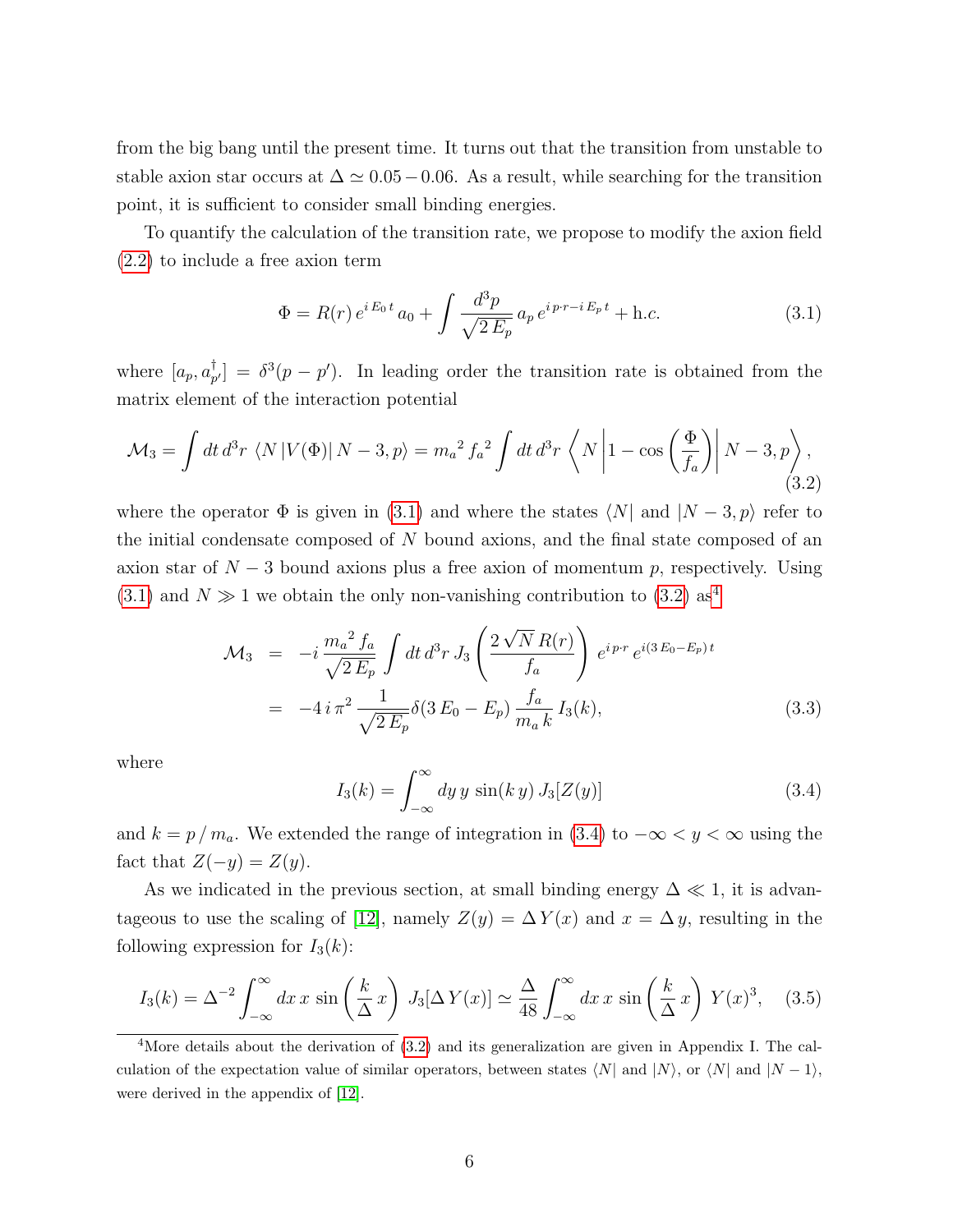from the big bang until the present time. It turns out that the transition from unstable to stable axion star occurs at $\Delta \simeq 0.05 - 0.06$. As a result, while searching for the transition point, it is sufficient to consider small binding energies.

To quantify the calculation of the transition rate, we propose to modify the axion field (2.2) to include a free axion term

$$\Phi = R(r)\, e^{i\, E_0\, t}\, a_0 + \int \frac{d^3p}{\sqrt{2\, E_p}}\, a_p\, e^{i\, p\cdot r - i\, E_p\, t} + \text{h.c.} \tag{3.1}$$

where $[a_p, a_{p'}^\dagger] = \delta^3(p - p')$. In leading order the transition rate is obtained from the matrix element of the interaction potential

$$\mathcal{M}_3 = \int dt\, d^3r\, \langle N\, |V(\Phi)|\, N-3, p\rangle = {m_a}^2\, {f_a}^2 \int dt\, d^3r\, \left\langle N \left| 1 - \cos\left(\frac{\Phi}{f_a}\right)\right| N-3, p \right\rangle, \tag{3.2}$$

where the operator $\Phi$ is given in (3.1) and where the states $\langle N|$ and $|N-3, p\rangle$ refer to the initial condensate composed of $N$ bound axions, and the final state composed of an axion star of $N-3$ bound axions plus a free axion of momentum $p$, respectively. Using (3.1) and $N \gg 1$ we obtain the only non-vanishing contribution to (3.2) as[4]

$$\begin{aligned}
\mathcal{M}_3 &= -i\, \frac{{m_a}^2\, f_a}{\sqrt{2\, E_p}} \int dt\, d^3r\, J_3\left(\frac{2\, \sqrt{N}\, R(r)}{f_a}\right)\, e^{i\, p\cdot r}\, e^{i\, (3\, E_0 - E_p)\, t} \\
&= -4\, i\, \pi^2\, \frac{1}{\sqrt{2\, E_p}} \delta(3\, E_0 - E_p)\, \frac{f_a}{m_a\, k}\, I_3(k),
\end{aligned} \tag{3.3}$$

where

$$I_3(k) = \int_{-\infty}^{\infty} dy\, y\, \sin(k\, y)\, J_3[Z(y)] \tag{3.4}$$

and $k = p\, /\, m_a$. We extended the range of integration in (3.4) to $-\infty < y < \infty$ using the fact that $Z(-y) = Z(y)$.

As we indicated in the previous section, at small binding energy $\Delta \ll 1$, it is advantageous to use the scaling of [12], namely $Z(y) = \Delta\, Y(x)$ and $x = \Delta\, y$, resulting in the following expression for $I_3(k)$:

$$I_3(k) = \Delta^{-2} \int_{-\infty}^{\infty} dx\, x\, \sin\left(\frac{k}{\Delta}\, x\right)\, J_3[\Delta\, Y(x)] \simeq \frac{\Delta}{48} \int_{-\infty}^{\infty} dx\, x\, \sin\left(\frac{k}{\Delta}\, x\right)\, Y(x)^3, \tag{3.5}$$

---

[4] More details about the derivation of (3.2) and its generalization are given in Appendix I. The calculation of the expectation value of similar operators, between states $\langle N|$ and $|N\rangle$, or $\langle N|$ and $|N-1\rangle$, were derived in the appendix of [12].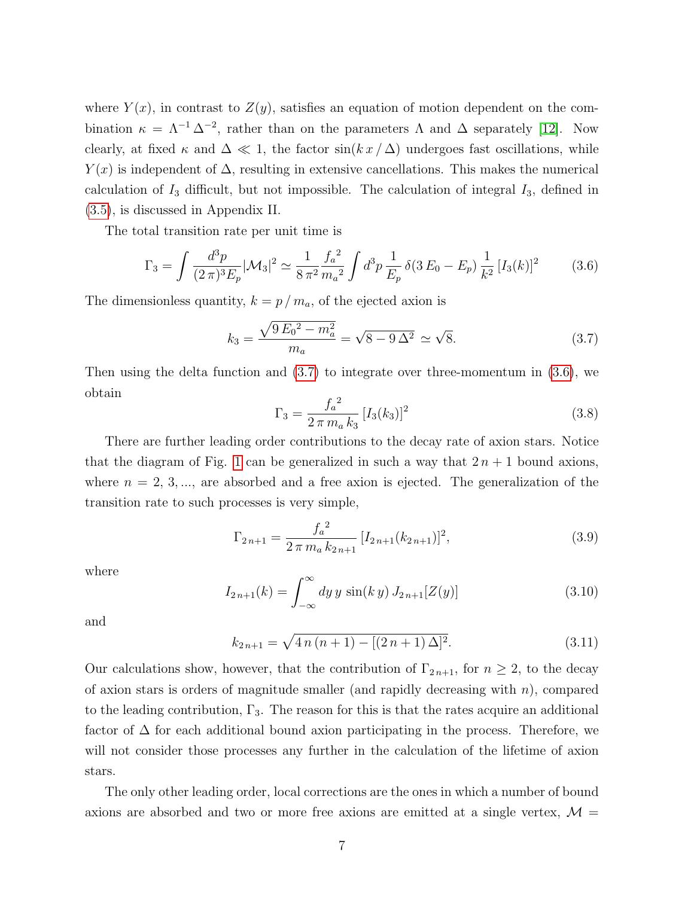where $Y(x)$, in contrast to $Z(y)$, satisfies an equation of motion dependent on the combination $\kappa = \Lambda^{-1}\,\Delta^{-2}$, rather than on the parameters $\Lambda$ and $\Delta$ separately [12]. Now clearly, at fixed $\kappa$ and $\Delta \ll 1$, the factor $\sin(k\,x\,/\,\Delta)$ undergoes fast oscillations, while $Y(x)$ is independent of $\Delta$, resulting in extensive cancellations. This makes the numerical calculation of $I_3$ difficult, but not impossible. The calculation of integral $I_3$, defined in (3.5), is discussed in Appendix II.

The total transition rate per unit time is

$$\Gamma_3 = \int \frac{d^3p}{(2\,\pi)^3 E_p} |\mathcal{M}_3|^2 \simeq \frac{1}{8\,\pi^2} \frac{{f_a}^2}{{m_a}^2} \int d^3p\, \frac{1}{E_p}\, \delta(3\,E_0 - E_p)\, \frac{1}{k^2}\, [I_3(k)]^2 \tag{3.6}$$

The dimensionless quantity, $k = p\,/\,m_a$, of the ejected axion is

$$k_3 = \frac{\sqrt{9\,{E_0}^2 - m_a^2}}{m_a} = \sqrt{8 - 9\,\Delta^2} \simeq \sqrt{8}. \tag{3.7}$$

Then using the delta function and (3.7) to integrate over three-momentum in (3.6), we obtain

$$\Gamma_3 = \frac{{f_a}^2}{2\,\pi\,m_a\,k_3}\,[I_3(k_3)]^2 \tag{3.8}$$

There are further leading order contributions to the decay rate of axion stars. Notice that the diagram of Fig. 1 can be generalized in such a way that $2\,n+1$ bound axions, where $n = 2,\,3,\ldots$, are absorbed and a free axion is ejected. The generalization of the transition rate to such processes is very simple,

$$\Gamma_{2\,n+1} = \frac{{f_a}^2}{2\,\pi\,m_a\,k_{2\,n+1}}\,[I_{2\,n+1}(k_{2\,n+1})]^2, \tag{3.9}$$

where

$$I_{2\,n+1}(k) = \int_{-\infty}^{\infty} dy\, y\, \sin(k\,y)\, J_{2\,n+1}[Z(y)] \tag{3.10}$$

and

$$k_{2\,n+1} = \sqrt{4\,n\,(n+1) - [(2\,n+1)\,\Delta]^2}. \tag{3.11}$$

Our calculations show, however, that the contribution of $\Gamma_{2\,n+1}$, for $n \geq 2$, to the decay of axion stars is orders of magnitude smaller (and rapidly decreasing with $n$), compared to the leading contribution, $\Gamma_3$. The reason for this is that the rates acquire an additional factor of $\Delta$ for each additional bound axion participating in the process. Therefore, we will not consider those processes any further in the calculation of the lifetime of axion stars.

The only other leading order, local corrections are the ones in which a number of bound axions are absorbed and two or more free axions are emitted at a single vertex, $\mathcal{M} =$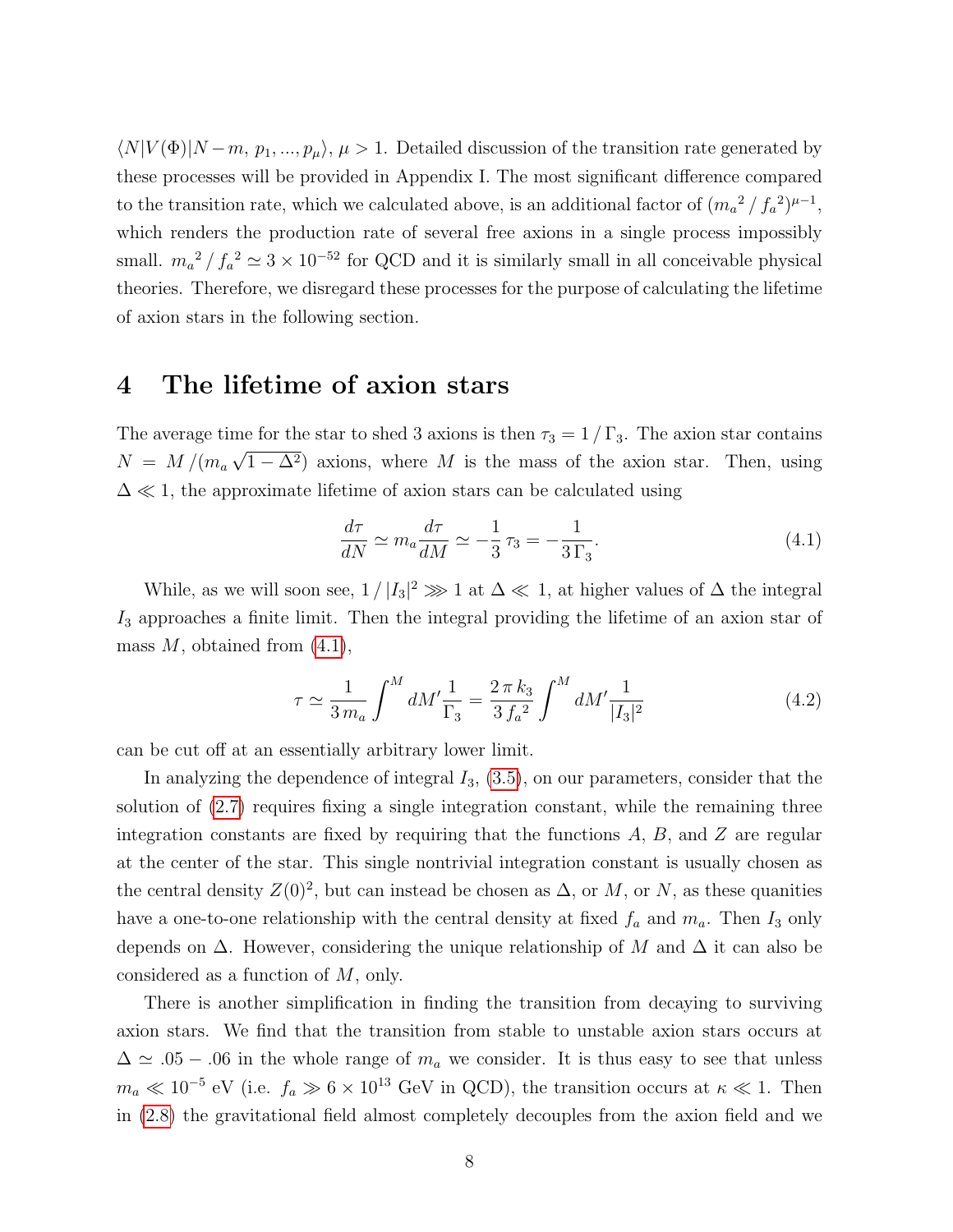$\langle N|V(\Phi)|N-m,\,p_1,...,p_\mu\rangle$, $\mu>1$. Detailed discussion of the transition rate generated by these processes will be provided in Appendix I. The most significant difference compared to the transition rate, which we calculated above, is an additional factor of $(m_a{}^2\,/\,f_a{}^2)^{\mu-1}$, which renders the production rate of several free axions in a single process impossibly small. $m_a{}^2\,/\,f_a{}^2 \simeq 3\times 10^{-52}$ for QCD and it is similarly small in all conceivable physical theories. Therefore, we disregard these processes for the purpose of calculating the lifetime of axion stars in the following section.

## 4 The lifetime of axion stars

The average time for the star to shed 3 axions is then $\tau_3 = 1\,/\,\Gamma_3$. The axion star contains $N = M\,/(m_a\sqrt{1-\Delta^2})$ axions, where $M$ is the mass of the axion star. Then, using $\Delta \ll 1$, the approximate lifetime of axion stars can be calculated using

$$\frac{d\tau}{dN} \simeq m_a \frac{d\tau}{dM} \simeq -\frac{1}{3}\,\tau_3 = -\frac{1}{3\,\Gamma_3}. \tag{4.1}$$

While, as we will soon see, $1\,/\,|I_3|^2 \ggg 1$ at $\Delta \ll 1$, at higher values of $\Delta$ the integral $I_3$ approaches a finite limit. Then the integral providing the lifetime of an axion star of mass $M$, obtained from (4.1),

$$\tau \simeq \frac{1}{3\,m_a}\int^M dM' \frac{1}{\Gamma_3} = \frac{2\,\pi\,k_3}{3\,f_a{}^2}\int^M dM' \frac{1}{|I_3|^2} \tag{4.2}$$

can be cut off at an essentially arbitrary lower limit.

In analyzing the dependence of integral $I_3$, (3.5), on our parameters, consider that the solution of (2.7) requires fixing a single integration constant, while the remaining three integration constants are fixed by requiring that the functions $A$, $B$, and $Z$ are regular at the center of the star. This single nontrivial integration constant is usually chosen as the central density $Z(0)^2$, but can instead be chosen as $\Delta$, or $M$, or $N$, as these quanities have a one-to-one relationship with the central density at fixed $f_a$ and $m_a$. Then $I_3$ only depends on $\Delta$. However, considering the unique relationship of $M$ and $\Delta$ it can also be considered as a function of $M$, only.

There is another simplification in finding the transition from decaying to surviving axion stars. We find that the transition from stable to unstable axion stars occurs at $\Delta \simeq .05 - .06$ in the whole range of $m_a$ we consider. It is thus easy to see that unless $m_a \ll 10^{-5}$ eV (i.e. $f_a \gg 6\times 10^{13}$ GeV in QCD), the transition occurs at $\kappa \ll 1$. Then in (2.8) the gravitational field almost completely decouples from the axion field and we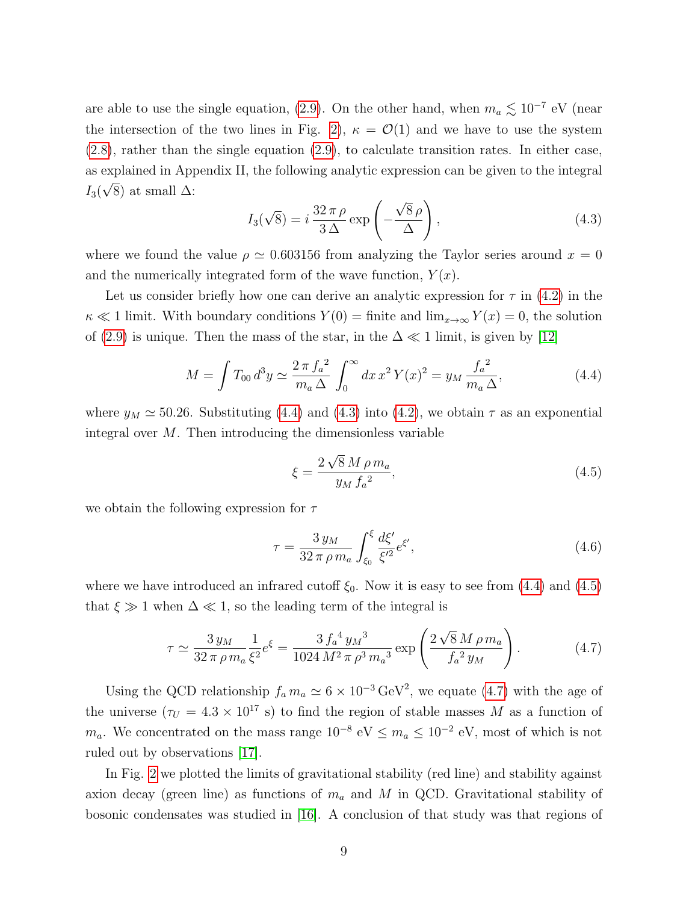are able to use the single equation, (2.9). On the other hand, when $m_a \lesssim 10^{-7}$ eV (near the intersection of the two lines in Fig. 2), $\kappa = \mathcal{O}(1)$ and we have to use the system (2.8), rather than the single equation (2.9), to calculate transition rates. In either case, as explained in Appendix II, the following analytic expression can be given to the integral $I_3(\sqrt{8})$ at small $\Delta$:

$$I_3(\sqrt{8}) = i\,\frac{32\,\pi\,\rho}{3\,\Delta}\exp\left(-\frac{\sqrt{8}\,\rho}{\Delta}\right), \tag{4.3}$$

where we found the value $\rho \simeq 0.603156$ from analyzing the Taylor series around $x = 0$ and the numerically integrated form of the wave function, $Y(x)$.

Let us consider briefly how one can derive an analytic expression for $\tau$ in (4.2) in the $\kappa \ll 1$ limit. With boundary conditions $Y(0) =$ finite and $\lim_{x\to\infty} Y(x) = 0$, the solution of (2.9) is unique. Then the mass of the star, in the $\Delta \ll 1$ limit, is given by [12]

$$M = \int T_{00}\,d^3y \simeq \frac{2\,\pi\,{f_a}^2}{m_a\,\Delta}\int_0^\infty dx\,x^2\,Y(x)^2 = y_M\,\frac{{f_a}^2}{m_a\,\Delta}, \tag{4.4}$$

where $y_M \simeq 50.26$. Substituting (4.4) and (4.3) into (4.2), we obtain $\tau$ as an exponential integral over $M$. Then introducing the dimensionless variable

$$\xi = \frac{2\sqrt{8}\,M\,\rho\,m_a}{y_M\,{f_a}^2}, \tag{4.5}$$

we obtain the following expression for $\tau$

$$\tau = \frac{3\,y_M}{32\,\pi\,\rho\,m_a}\int_{\xi_0}^{\xi}\frac{d\xi'}{\xi'^2}e^{\xi'}, \tag{4.6}$$

where we have introduced an infrared cutoff $\xi_0$. Now it is easy to see from (4.4) and (4.5) that $\xi \gg 1$ when $\Delta \ll 1$, so the leading term of the integral is

$$\tau \simeq \frac{3\,y_M}{32\,\pi\,\rho\,m_a}\frac{1}{\xi^2}e^{\xi} = \frac{3\,{f_a}^4\,{y_M}^3}{1024\,M^2\,\pi\,\rho^3\,{m_a}^3}\exp\left(\frac{2\sqrt{8}\,M\,\rho\,m_a}{{f_a}^2\,y_M}\right). \tag{4.7}$$

Using the QCD relationship $f_a\,m_a \simeq 6\times 10^{-3}\,\text{GeV}^2$, we equate (4.7) with the age of the universe ($\tau_U = 4.3\times 10^{17}$ s) to find the region of stable masses $M$ as a function of $m_a$. We concentrated on the mass range $10^{-8}$ eV $\leq m_a \leq 10^{-2}$ eV, most of which is not ruled out by observations [17].

In Fig. 2 we plotted the limits of gravitational stability (red line) and stability against axion decay (green line) as functions of $m_a$ and $M$ in QCD. Gravitational stability of bosonic condensates was studied in [16]. A conclusion of that study was that regions of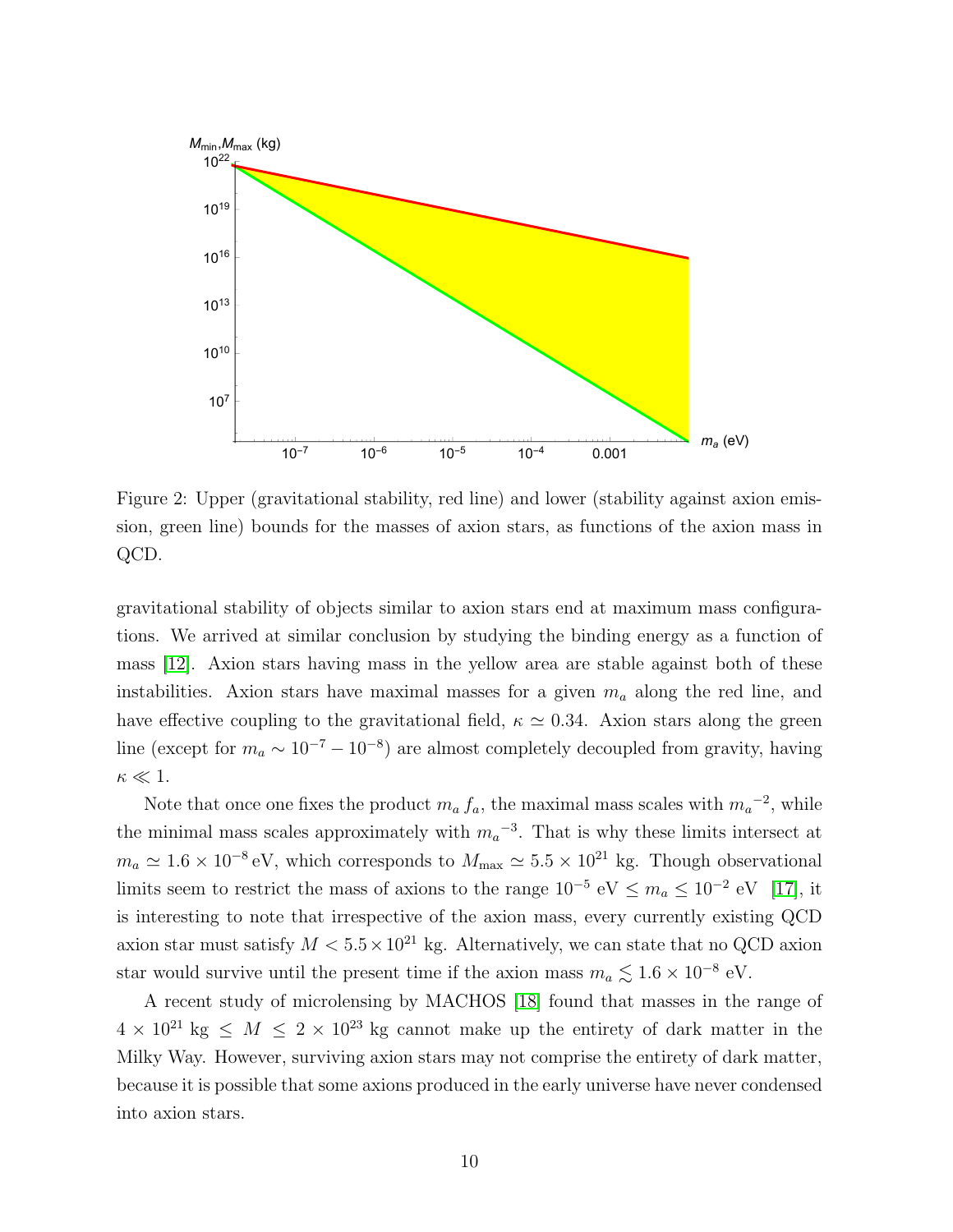Figure 2: Upper (gravitational stability, red line) and lower (stability against axion emission, green line) bounds for the masses of axion stars, as functions of the axion mass in QCD.

gravitational stability of objects similar to axion stars end at maximum mass configurations. We arrived at similar conclusion by studying the binding energy as a function of mass [12]. Axion stars having mass in the yellow area are stable against both of these instabilities. Axion stars have maximal masses for a given $m_a$ along the red line, and have effective coupling to the gravitational field, $\kappa \simeq 0.34$. Axion stars along the green line (except for $m_a \sim 10^{-7} - 10^{-8}$) are almost completely decoupled from gravity, having $\kappa \ll 1$.

Note that once one fixes the product $m_a f_a$, the maximal mass scales with ${m_a}^{-2}$, while the minimal mass scales approximately with ${m_a}^{-3}$. That is why these limits intersect at $m_a \simeq 1.6 \times 10^{-8}\,\text{eV}$, which corresponds to $M_{\max} \simeq 5.5 \times 10^{21}$ kg. Though observational limits seem to restrict the mass of axions to the range $10^{-5}$ eV $\leq m_a \leq 10^{-2}$ eV [17], it is interesting to note that irrespective of the axion mass, every currently existing QCD axion star must satisfy $M < 5.5 \times 10^{21}$ kg. Alternatively, we can state that no QCD axion star would survive until the present time if the axion mass $m_a \lesssim 1.6 \times 10^{-8}$ eV.

A recent study of microlensing by MACHOS [18] found that masses in the range of $4 \times 10^{21}$ kg $\leq M \leq 2 \times 10^{23}$ kg cannot make up the entirety of dark matter in the Milky Way. However, surviving axion stars may not comprise the entirety of dark matter, because it is possible that some axions produced in the early universe have never condensed into axion stars.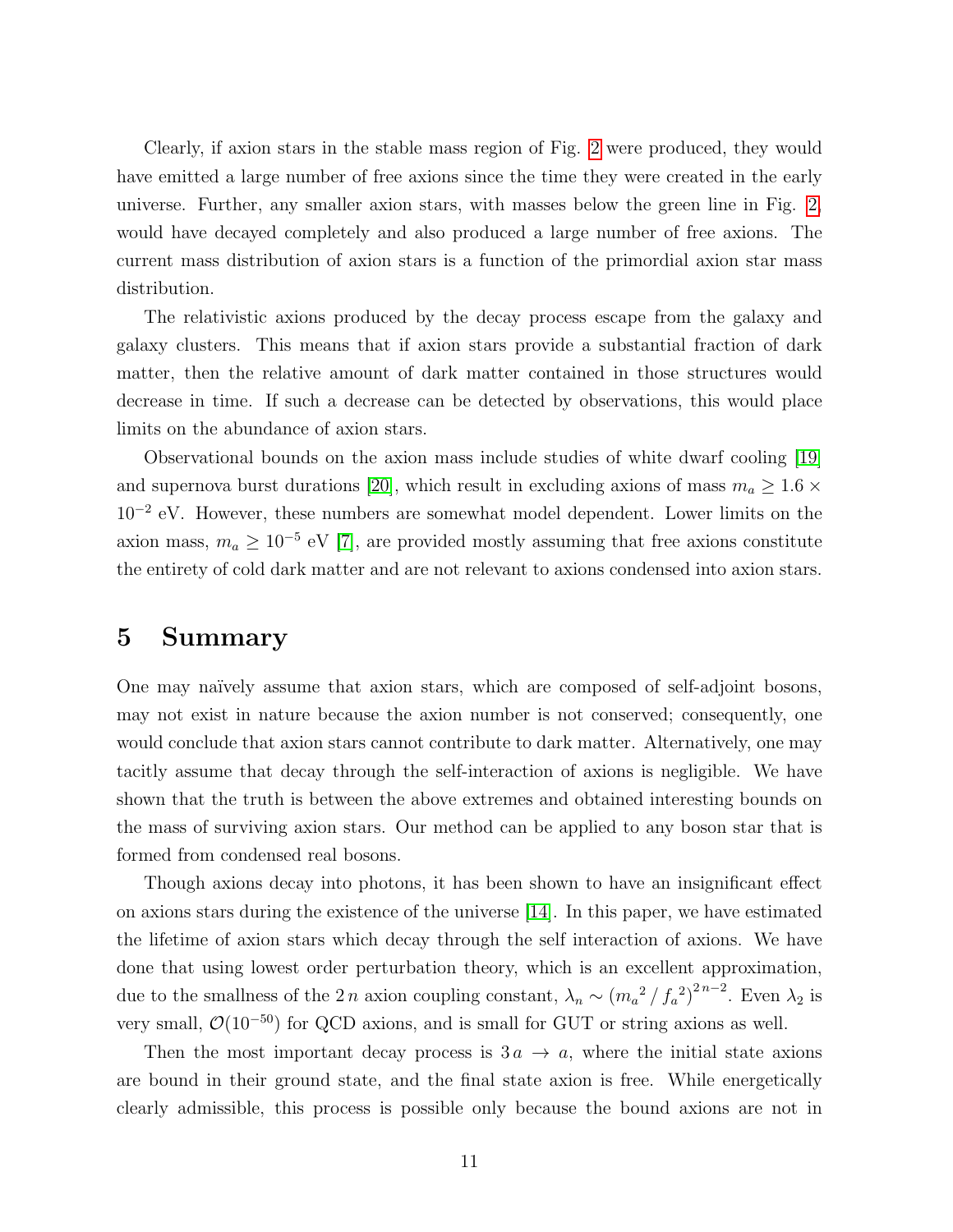Clearly, if axion stars in the stable mass region of Fig. 2 were produced, they would have emitted a large number of free axions since the time they were created in the early universe. Further, any smaller axion stars, with masses below the green line in Fig. 2, would have decayed completely and also produced a large number of free axions. The current mass distribution of axion stars is a function of the primordial axion star mass distribution.

The relativistic axions produced by the decay process escape from the galaxy and galaxy clusters. This means that if axion stars provide a substantial fraction of dark matter, then the relative amount of dark matter contained in those structures would decrease in time. If such a decrease can be detected by observations, this would place limits on the abundance of axion stars.

Observational bounds on the axion mass include studies of white dwarf cooling [19] and supernova burst durations [20], which result in excluding axions of mass $m_a \geq 1.6 \times 10^{-2}$ eV. However, these numbers are somewhat model dependent. Lower limits on the axion mass, $m_a \geq 10^{-5}$ eV [7], are provided mostly assuming that free axions constitute the entirety of cold dark matter and are not relevant to axions condensed into axion stars.

# 5 Summary

One may naïvely assume that axion stars, which are composed of self-adjoint bosons, may not exist in nature because the axion number is not conserved; consequently, one would conclude that axion stars cannot contribute to dark matter. Alternatively, one may tacitly assume that decay through the self-interaction of axions is negligible. We have shown that the truth is between the above extremes and obtained interesting bounds on the mass of surviving axion stars. Our method can be applied to any boson star that is formed from condensed real bosons.

Though axions decay into photons, it has been shown to have an insignificant effect on axions stars during the existence of the universe [14]. In this paper, we have estimated the lifetime of axion stars which decay through the self interaction of axions. We have done that using lowest order perturbation theory, which is an excellent approximation, due to the smallness of the $2\,n$ axion coupling constant, $\lambda_n \sim ({m_a}^2 \,/\, {f_a}^2)^{2\,n-2}$. Even $\lambda_2$ is very small, $\mathcal{O}(10^{-50})$ for QCD axions, and is small for GUT or string axions as well.

Then the most important decay process is $3\,a \,\rightarrow\, a$, where the initial state axions are bound in their ground state, and the final state axion is free. While energetically clearly admissible, this process is possible only because the bound axions are not in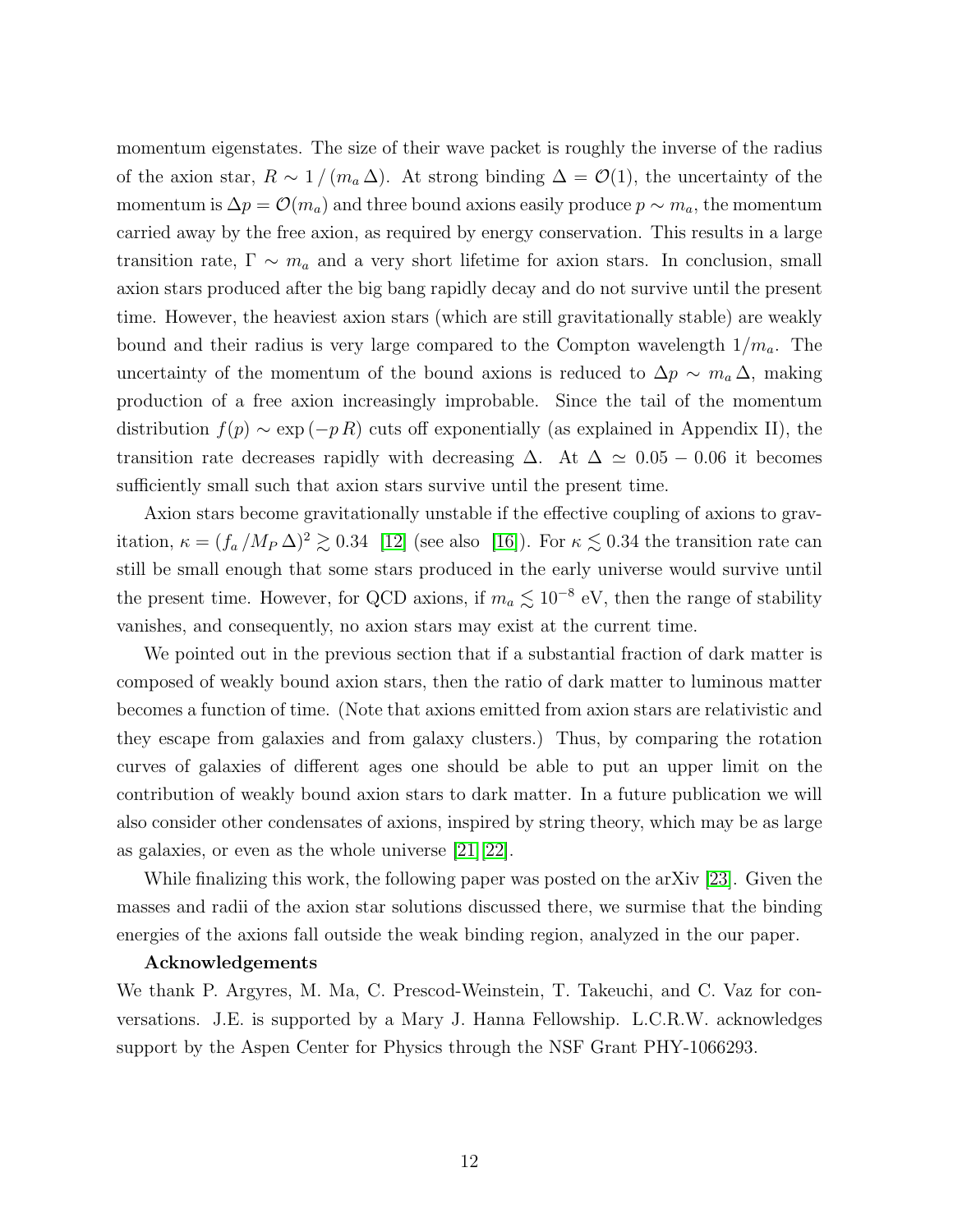momentum eigenstates. The size of their wave packet is roughly the inverse of the radius of the axion star, $R \sim 1/(m_a \Delta)$. At strong binding $\Delta = \mathcal{O}(1)$, the uncertainty of the momentum is $\Delta p = \mathcal{O}(m_a)$ and three bound axions easily produce $p \sim m_a$, the momentum carried away by the free axion, as required by energy conservation. This results in a large transition rate, $\Gamma \sim m_a$ and a very short lifetime for axion stars. In conclusion, small axion stars produced after the big bang rapidly decay and do not survive until the present time. However, the heaviest axion stars (which are still gravitationally stable) are weakly bound and their radius is very large compared to the Compton wavelength $1/m_a$. The uncertainty of the momentum of the bound axions is reduced to $\Delta p \sim m_a \Delta$, making production of a free axion increasingly improbable. Since the tail of the momentum distribution $f(p) \sim \exp(-p R)$ cuts off exponentially (as explained in Appendix II), the transition rate decreases rapidly with decreasing $\Delta$. At $\Delta \simeq 0.05 - 0.06$ it becomes sufficiently small such that axion stars survive until the present time.

Axion stars become gravitationally unstable if the effective coupling of axions to gravitation, $\kappa = (f_a / M_P \Delta)^2 \gtrsim 0.34$ [12] (see also [16]). For $\kappa \lesssim 0.34$ the transition rate can still be small enough that some stars produced in the early universe would survive until the present time. However, for QCD axions, if $m_a \lesssim 10^{-8}$ eV, then the range of stability vanishes, and consequently, no axion stars may exist at the current time.

We pointed out in the previous section that if a substantial fraction of dark matter is composed of weakly bound axion stars, then the ratio of dark matter to luminous matter becomes a function of time. (Note that axions emitted from axion stars are relativistic and they escape from galaxies and from galaxy clusters.) Thus, by comparing the rotation curves of galaxies of different ages one should be able to put an upper limit on the contribution of weakly bound axion stars to dark matter. In a future publication we will also consider other condensates of axions, inspired by string theory, which may be as large as galaxies, or even as the whole universe [21][22].

While finalizing this work, the following paper was posted on the arXiv [23]. Given the masses and radii of the axion star solutions discussed there, we surmise that the binding energies of the axions fall outside the weak binding region, analyzed in the our paper.

**Acknowledgements**

We thank P. Argyres, M. Ma, C. Prescod-Weinstein, T. Takeuchi, and C. Vaz for conversations. J.E. is supported by a Mary J. Hanna Fellowship. L.C.R.W. acknowledges support by the Aspen Center for Physics through the NSF Grant PHY-1066293.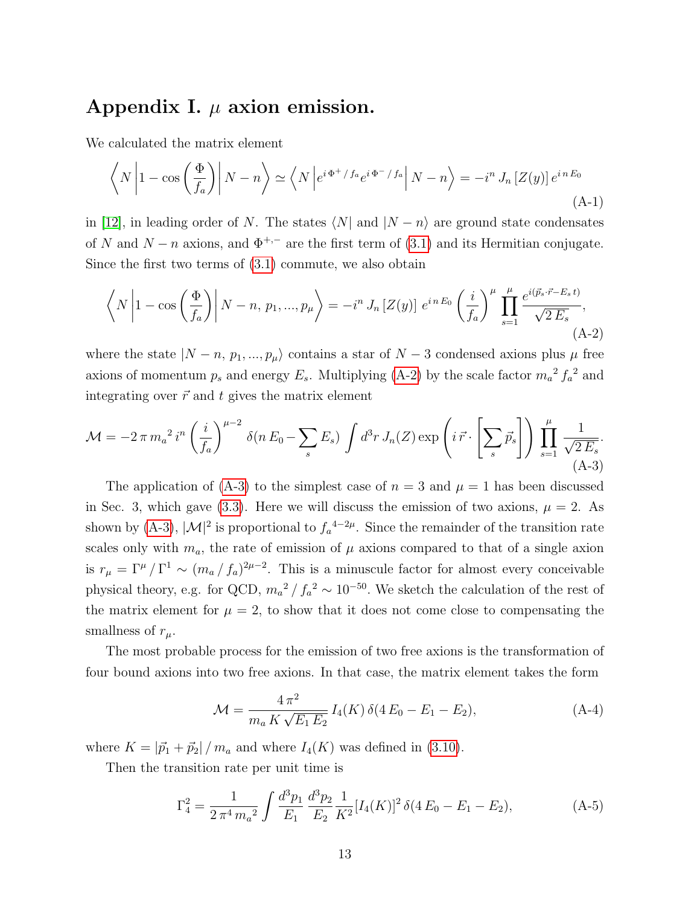## Appendix I. $\mu$ axion emission.

We calculated the matrix element

$$\left\langle N \left| 1 - \cos\left(\frac{\Phi}{f_a}\right) \right| N - n \right\rangle \simeq \left\langle N \left| e^{i\,\Phi^+ / f_a} e^{i\,\Phi^- / f_a} \right| N - n \right\rangle = -i^n \, J_n\left[Z(y)\right] e^{i\,n\,E_0} \tag{A-1}$$

in [12], in leading order of $N$. The states $\langle N|$ and $|N-n\rangle$ are ground state condensates of $N$ and $N-n$ axions, and $\Phi^{+,-}$ are the first term of (3.1) and its Hermitian conjugate. Since the first two terms of (3.1) commute, we also obtain

$$\left\langle N \left| 1 - \cos\left(\frac{\Phi}{f_a}\right) \right| N - n, \, p_1, ..., p_\mu \right\rangle = -i^n \, J_n\left[Z(y)\right] \, e^{i\,n\,E_0} \left(\frac{i}{f_a}\right)^\mu \prod_{s=1}^{\mu} \frac{e^{i(\vec{p}_s\cdot\vec{r} - E_s\,t)}}{\sqrt{2\,E_s}}, \tag{A-2}$$

where the state $|N-n, \, p_1, ..., p_\mu\rangle$ contains a star of $N-3$ condensed axions plus $\mu$ free axions of momentum $p_s$ and energy $E_s$. Multiplying (A-2) by the scale factor ${m_a}^2 \, {f_a}^2$ and integrating over $\vec{r}$ and $t$ gives the matrix element

$$\mathcal{M} = -2\,\pi\,{m_a}^2 \, i^n \left(\frac{i}{f_a}\right)^{\mu-2} \delta(n\,E_0 - \sum_s E_s) \int d^3r \, J_n(Z) \exp\left(i\,\vec{r}\cdot\left[\sum_s \vec{p}_s\right]\right) \prod_{s=1}^{\mu} \frac{1}{\sqrt{2\,E_s}}. \tag{A-3}$$

The application of (A-3) to the simplest case of $n=3$ and $\mu=1$ has been discussed in Sec. 3, which gave (3.3). Here we will discuss the emission of two axions, $\mu=2$. As shown by (A-3), $|\mathcal{M}|^2$ is proportional to ${f_a}^{4-2\mu}$. Since the remainder of the transition rate scales only with $m_a$, the rate of emission of $\mu$ axions compared to that of a single axion is $r_\mu = \Gamma^\mu \,/\, \Gamma^1 \sim (m_a \,/\, f_a)^{2\mu-2}$. This is a minuscule factor for almost every conceivable physical theory, e.g. for QCD, ${m_a}^2 \,/\, {f_a}^2 \sim 10^{-50}$. We sketch the calculation of the rest of the matrix element for $\mu=2$, to show that it does not come close to compensating the smallness of $r_\mu$.

The most probable process for the emission of two free axions is the transformation of four bound axions into two free axions. In that case, the matrix element takes the form

$$\mathcal{M} = \frac{4\,\pi^2}{m_a\,K\,\sqrt{E_1\,E_2}} \, I_4(K) \, \delta(4\,E_0 - E_1 - E_2), \tag{A-4}$$

where $K = |\vec{p}_1 + \vec{p}_2| \,/\, m_a$ and where $I_4(K)$ was defined in (3.10).

Then the transition rate per unit time is

$$\Gamma^2_4 = \frac{1}{2\,\pi^4\,{m_a}^2} \int \frac{d^3p_1}{E_1} \, \frac{d^3p_2}{E_2} \, \frac{1}{K^2} [I_4(K)]^2 \, \delta(4\,E_0 - E_1 - E_2), \tag{A-5}$$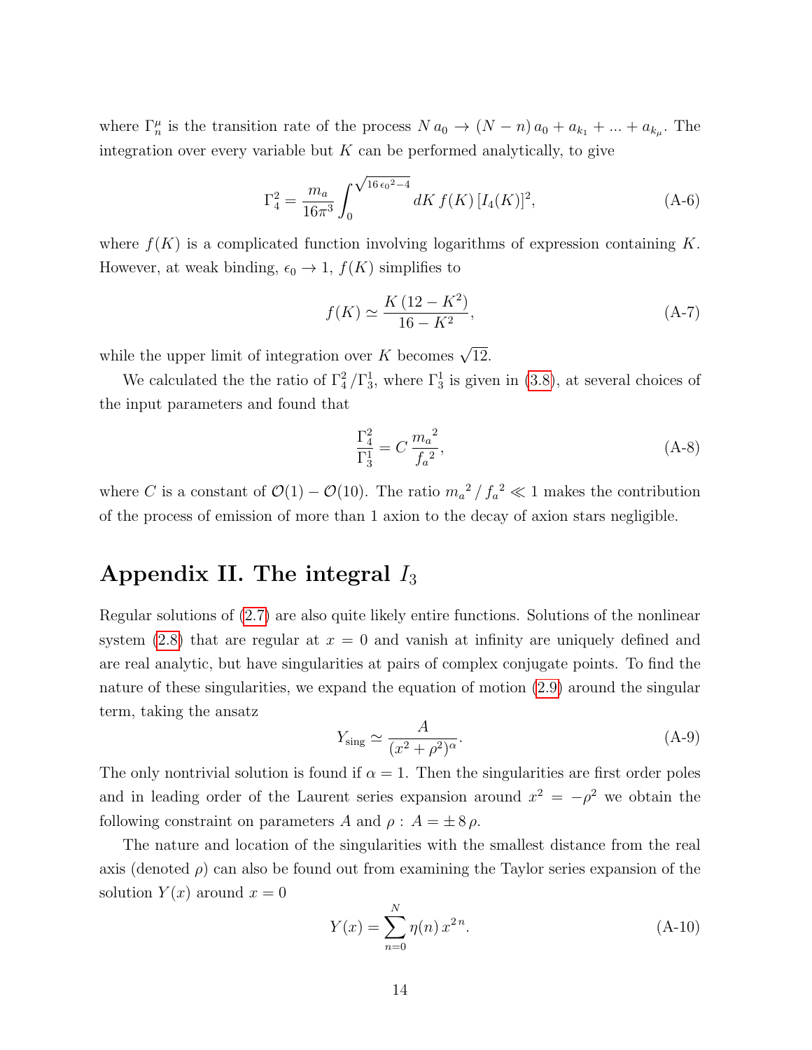where $\Gamma^\mu_n$ is the transition rate of the process $N\,a_0 \to (N-n)\,a_0 + a_{k_1} + ... + a_{k_\mu}$. The integration over every variable but $K$ can be performed analytically, to give

$$\Gamma^2_4 = \frac{m_a}{16\pi^3}\int_0^{\sqrt{16\,\epsilon_0{}^2-4}} dK\, f(K)\, [I_4(K)]^2, \tag{A-6}$$

where $f(K)$ is a complicated function involving logarithms of expression containing $K$. However, at weak binding, $\epsilon_0 \to 1$, $f(K)$ simplifies to

$$f(K) \simeq \frac{K\,(12-K^2)}{16-K^2}, \tag{A-7}$$

while the upper limit of integration over $K$ becomes $\sqrt{12}$.

We calculated the the ratio of $\Gamma^2_4\,/\Gamma^1_3$, where $\Gamma^1_3$ is given in (3.8), at several choices of the input parameters and found that

$$\frac{\Gamma^2_4}{\Gamma^1_3} = C\,\frac{{m_a}^2}{{f_a}^2}, \tag{A-8}$$

where $C$ is a constant of $\mathcal{O}(1) - \mathcal{O}(10)$. The ratio ${m_a}^2\,/\,{f_a}^2 \ll 1$ makes the contribution of the process of emission of more than 1 axion to the decay of axion stars negligible.

# Appendix II. The integral $I_3$

Regular solutions of (2.7) are also quite likely entire functions. Solutions of the nonlinear system (2.8) that are regular at $x = 0$ and vanish at infinity are uniquely defined and are real analytic, but have singularities at pairs of complex conjugate points. To find the nature of these singularities, we expand the equation of motion (2.9) around the singular term, taking the ansatz

$$Y_{\rm sing} \simeq \frac{A}{(x^2+\rho^2)^\alpha}. \tag{A-9}$$

The only nontrivial solution is found if $\alpha = 1$. Then the singularities are first order poles and in leading order of the Laurent series expansion around $x^2 = -\rho^2$ we obtain the following constraint on parameters $A$ and $\rho$ : $A = \pm\, 8\,\rho$.

The nature and location of the singularities with the smallest distance from the real axis (denoted $\rho$) can also be found out from examining the Taylor series expansion of the solution $Y(x)$ around $x = 0$

$$Y(x) = \sum_{n=0}^{N} \eta(n)\, x^{2\,n}. \tag{A-10}$$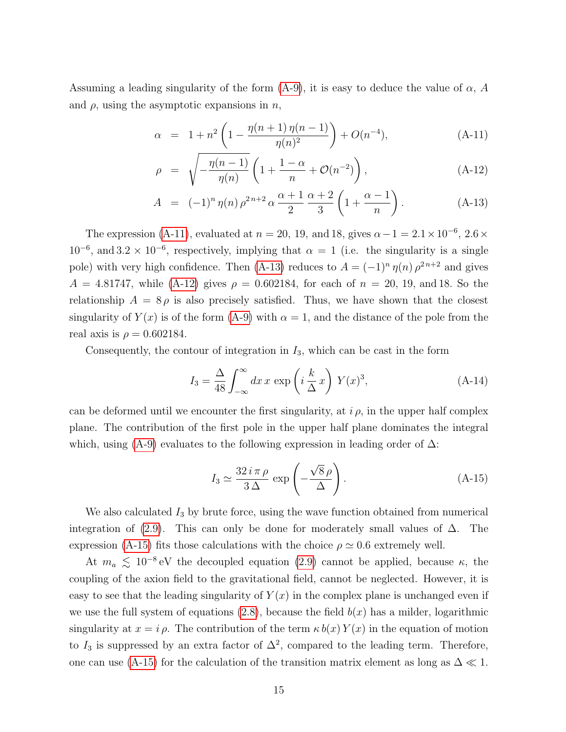Assuming a leading singularity of the form (A-9), it is easy to deduce the value of $\alpha$, $A$ and $\rho$, using the asymptotic expansions in $n$,

$$\alpha = 1 + n^2 \left( 1 - \frac{\eta(n+1)\,\eta(n-1)}{\eta(n)^2} \right) + O(n^{-4}), \tag{A-11}$$

$$\rho = \sqrt{-\frac{\eta(n-1)}{\eta(n)}} \left( 1 + \frac{1-\alpha}{n} + \mathcal{O}(n^{-2}) \right), \tag{A-12}$$

$$A = (-1)^n \, \eta(n) \, \rho^{2\,n+2} \, \alpha \, \frac{\alpha+1}{2} \, \frac{\alpha+2}{3} \left( 1 + \frac{\alpha-1}{n} \right). \tag{A-13}$$

The expression (A-11), evaluated at $n = 20$, $19$, and $18$, gives $\alpha - 1 = 2.1 \times 10^{-6}$, $2.6 \times 10^{-6}$, and $3.2 \times 10^{-6}$, respectively, implying that $\alpha = 1$ (i.e. the singularity is a single pole) with very high confidence. Then (A-13) reduces to $A = (-1)^n \, \eta(n) \, \rho^{2\,n+2}$ and gives $A = 4.81747$, while (A-12) gives $\rho = 0.602184$, for each of $n = 20$, $19$, and $18$. So the relationship $A = 8\,\rho$ is also precisely satisfied. Thus, we have shown that the closest singularity of $Y(x)$ is of the form (A-9) with $\alpha = 1$, and the distance of the pole from the real axis is $\rho = 0.602184$.

Consequently, the contour of integration in $I_3$, which can be cast in the form

$$I_3 = \frac{\Delta}{48} \int_{-\infty}^{\infty} dx \, x \, \exp\left( i \, \frac{k}{\Delta} \, x \right) \, Y(x)^3, \tag{A-14}$$

can be deformed until we encounter the first singularity, at $i\,\rho$, in the upper half complex plane. The contribution of the first pole in the upper half plane dominates the integral which, using (A-9) evaluates to the following expression in leading order of $\Delta$:

$$I_3 \simeq \frac{32\, i \, \pi \, \rho}{3\,\Delta} \, \exp\left( -\frac{\sqrt{8}\,\rho}{\Delta} \right). \tag{A-15}$$

We also calculated $I_3$ by brute force, using the wave function obtained from numerical integration of (2.9). This can only be done for moderately small values of $\Delta$. The expression (A-15) fits those calculations with the choice $\rho \simeq 0.6$ extremely well.

At $m_a \lesssim 10^{-8}\,\mathrm{eV}$ the decoupled equation (2.9) cannot be applied, because $\kappa$, the coupling of the axion field to the gravitational field, cannot be neglected. However, it is easy to see that the leading singularity of $Y(x)$ in the complex plane is unchanged even if we use the full system of equations (2.8), because the field $b(x)$ has a milder, logarithmic singularity at $x = i\,\rho$. The contribution of the term $\kappa\, b(x)\, Y(x)$ in the equation of motion to $I_3$ is suppressed by an extra factor of $\Delta^2$, compared to the leading term. Therefore, one can use (A-15) for the calculation of the transition matrix element as long as $\Delta \ll 1$.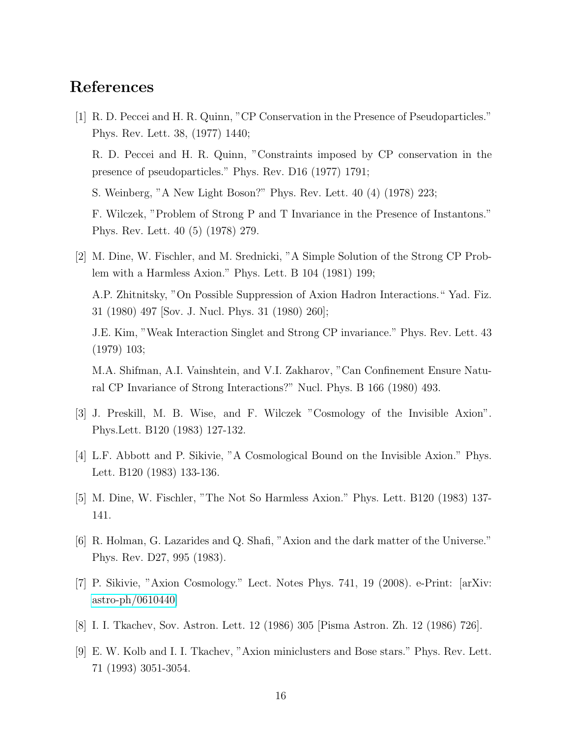# References

[1] R. D. Peccei and H. R. Quinn, "CP Conservation in the Presence of Pseudoparticles." Phys. Rev. Lett. 38, (1977) 1440;

R. D. Peccei and H. R. Quinn, "Constraints imposed by CP conservation in the presence of pseudoparticles." Phys. Rev. D16 (1977) 1791;

S. Weinberg, "A New Light Boson?" Phys. Rev. Lett. 40 (4) (1978) 223;

F. Wilczek, "Problem of Strong P and T Invariance in the Presence of Instantons." Phys. Rev. Lett. 40 (5) (1978) 279.

[2] M. Dine, W. Fischler, and M. Srednicki, "A Simple Solution of the Strong CP Problem with a Harmless Axion." Phys. Lett. B 104 (1981) 199;

A.P. Zhitnitsky, "On Possible Suppression of Axion Hadron Interactions." Yad. Fiz. 31 (1980) 497 [Sov. J. Nucl. Phys. 31 (1980) 260];

J.E. Kim, "Weak Interaction Singlet and Strong CP invariance." Phys. Rev. Lett. 43 (1979) 103;

M.A. Shifman, A.I. Vainshtein, and V.I. Zakharov, "Can Confinement Ensure Natural CP Invariance of Strong Interactions?" Nucl. Phys. B 166 (1980) 493.

[3] J. Preskill, M. B. Wise, and F. Wilczek "Cosmology of the Invisible Axion". Phys.Lett. B120 (1983) 127-132.

[4] L.F. Abbott and P. Sikivie, "A Cosmological Bound on the Invisible Axion." Phys. Lett. B120 (1983) 133-136.

[5] M. Dine, W. Fischler, "The Not So Harmless Axion." Phys. Lett. B120 (1983) 137-141.

[6] R. Holman, G. Lazarides and Q. Shafi, "Axion and the dark matter of the Universe." Phys. Rev. D27, 995 (1983).

[7] P. Sikivie, "Axion Cosmology." Lect. Notes Phys. 741, 19 (2008). e-Print: [arXiv: astro-ph/0610440]

[8] I. I. Tkachev, Sov. Astron. Lett. 12 (1986) 305 [Pisma Astron. Zh. 12 (1986) 726].

[9] E. W. Kolb and I. I. Tkachev, "Axion miniclusters and Bose stars." Phys. Rev. Lett. 71 (1993) 3051-3054.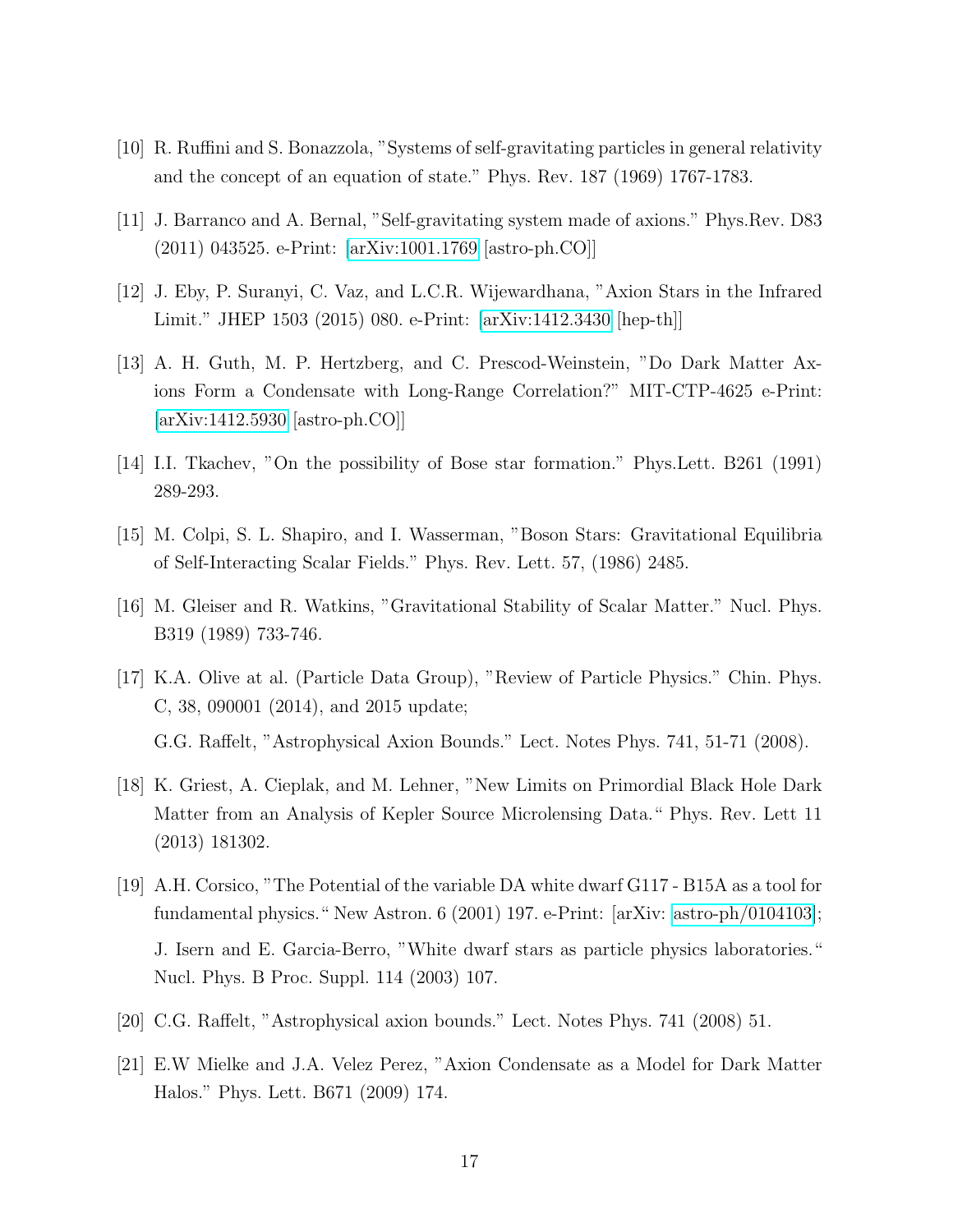[10] R. Ruffini and S. Bonazzola, "Systems of self-gravitating particles in general relativity and the concept of an equation of state." Phys. Rev. 187 (1969) 1767-1783.

[11] J. Barranco and A. Bernal, "Self-gravitating system made of axions." Phys.Rev. D83 (2011) 043525. e-Print: [arXiv:1001.1769 [astro-ph.CO]]

[12] J. Eby, P. Suranyi, C. Vaz, and L.C.R. Wijewardhana, "Axion Stars in the Infrared Limit." JHEP 1503 (2015) 080. e-Print: [arXiv:1412.3430 [hep-th]]

[13] A. H. Guth, M. P. Hertzberg, and C. Prescod-Weinstein, "Do Dark Matter Axions Form a Condensate with Long-Range Correlation?" MIT-CTP-4625 e-Print: [arXiv:1412.5930 [astro-ph.CO]]

[14] I.I. Tkachev, "On the possibility of Bose star formation." Phys.Lett. B261 (1991) 289-293.

[15] M. Colpi, S. L. Shapiro, and I. Wasserman, "Boson Stars: Gravitational Equilibria of Self-Interacting Scalar Fields." Phys. Rev. Lett. 57, (1986) 2485.

[16] M. Gleiser and R. Watkins, "Gravitational Stability of Scalar Matter." Nucl. Phys. B319 (1989) 733-746.

[17] K.A. Olive at al. (Particle Data Group), "Review of Particle Physics." Chin. Phys. C, 38, 090001 (2014), and 2015 update;

G.G. Raffelt, "Astrophysical Axion Bounds." Lect. Notes Phys. 741, 51-71 (2008).

[18] K. Griest, A. Cieplak, and M. Lehner, "New Limits on Primordial Black Hole Dark Matter from an Analysis of Kepler Source Microlensing Data." Phys. Rev. Lett 11 (2013) 181302.

[19] A.H. Corsico, "The Potential of the variable DA white dwarf G117 - B15A as a tool for fundamental physics." New Astron. 6 (2001) 197. e-Print: [arXiv: astro-ph/0104103];

J. Isern and E. Garcia-Berro, "White dwarf stars as particle physics laboratories." Nucl. Phys. B Proc. Suppl. 114 (2003) 107.

[20] C.G. Raffelt, "Astrophysical axion bounds." Lect. Notes Phys. 741 (2008) 51.

[21] E.W Mielke and J.A. Velez Perez, "Axion Condensate as a Model for Dark Matter Halos." Phys. Lett. B671 (2009) 174.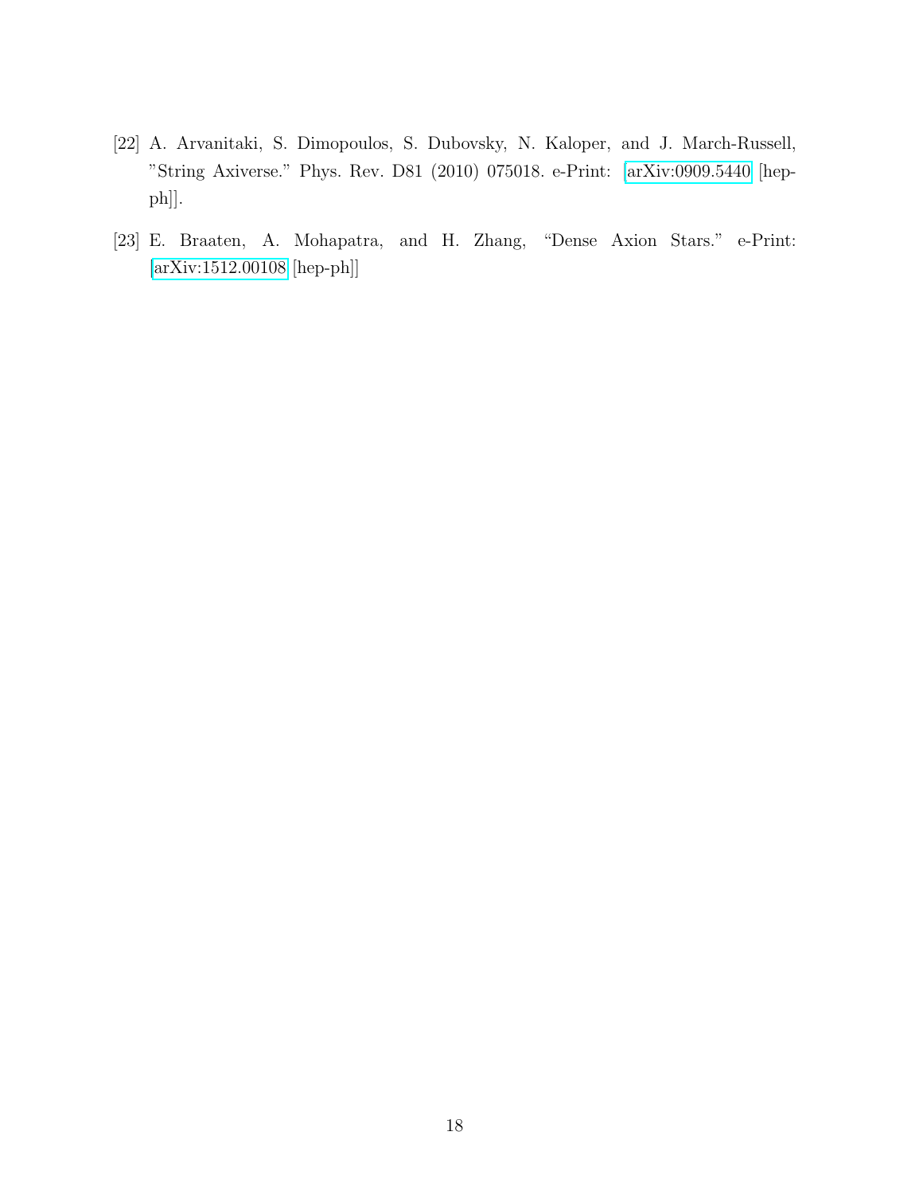[22] A. Arvanitaki, S. Dimopoulos, S. Dubovsky, N. Kaloper, and J. March-Russell, "String Axiverse." Phys. Rev. D81 (2010) 075018. e-Print: [arXiv:0909.5440 [hep-ph]].

[23] E. Braaten, A. Mohapatra, and H. Zhang, "Dense Axion Stars." e-Print: [arXiv:1512.00108 [hep-ph]]